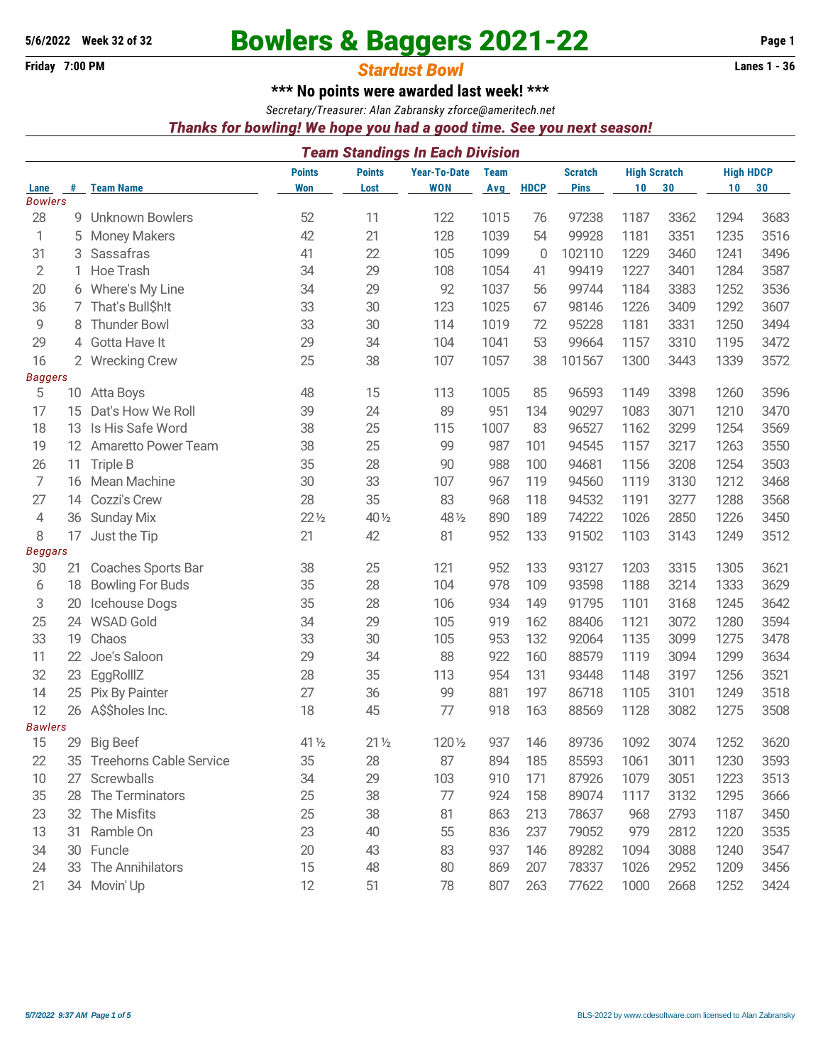5/6/2022 Week 32 of 32

# Bowlers & Baggers 2021-22

Friday 7:00 PM

## *Stardust Bowl*

Lanes 1 - 36

**\*\*\* No points were awarded last week! \*\*\***

*Secretary/Treasurer: Alan Zabransky zforce@ameritech.net*

***Thanks for bowling! We hope you had a good time. See you next season!***

### *Team Standings In Each Division*

| Lane | # | Team Name | Points Won | Points Lost | Year-To-Date WON | Team Avg | HDCP | Scratch Pins | High Scratch 10 | High Scratch 30 | High HDCP 10 | High HDCP 30 |
|---|---|---|---|---|---|---|---|---|---|---|---|---|
| *Bowlers* | | | | | | | | | | | | |
| 28 | 9 | Unknown Bowlers | 52 | 11 | 122 | 1015 | 76 | 97238 | 1187 | 3362 | 1294 | 3683 |
| 1 | 5 | Money Makers | 42 | 21 | 128 | 1039 | 54 | 99928 | 1181 | 3351 | 1235 | 3516 |
| 31 | 3 | Sassafras | 41 | 22 | 105 | 1099 | 0 | 102110 | 1229 | 3460 | 1241 | 3496 |
| 2 | 1 | Hoe Trash | 34 | 29 | 108 | 1054 | 41 | 99419 | 1227 | 3401 | 1284 | 3587 |
| 20 | 6 | Where's My Line | 34 | 29 | 92 | 1037 | 56 | 99744 | 1184 | 3383 | 1252 | 3536 |
| 36 | 7 | That's Bull$h!t | 33 | 30 | 123 | 1025 | 67 | 98146 | 1226 | 3409 | 1292 | 3607 |
| 9 | 8 | Thunder Bowl | 33 | 30 | 114 | 1019 | 72 | 95228 | 1181 | 3331 | 1250 | 3494 |
| 29 | 4 | Gotta Have It | 29 | 34 | 104 | 1041 | 53 | 99664 | 1157 | 3310 | 1195 | 3472 |
| 16 | 2 | Wrecking Crew | 25 | 38 | 107 | 1057 | 38 | 101567 | 1300 | 3443 | 1339 | 3572 |
| *Baggers* | | | | | | | | | | | | |
| 5 | 10 | Atta Boys | 48 | 15 | 113 | 1005 | 85 | 96593 | 1149 | 3398 | 1260 | 3596 |
| 17 | 15 | Dat's How We Roll | 39 | 24 | 89 | 951 | 134 | 90297 | 1083 | 3071 | 1210 | 3470 |
| 18 | 13 | Is His Safe Word | 38 | 25 | 115 | 1007 | 83 | 96527 | 1162 | 3299 | 1254 | 3569 |
| 19 | 12 | Amaretto Power Team | 38 | 25 | 99 | 987 | 101 | 94545 | 1157 | 3217 | 1263 | 3550 |
| 26 | 11 | Triple B | 35 | 28 | 90 | 988 | 100 | 94681 | 1156 | 3208 | 1254 | 3503 |
| 7 | 16 | Mean Machine | 30 | 33 | 107 | 967 | 119 | 94560 | 1119 | 3130 | 1212 | 3468 |
| 27 | 14 | Cozzi's Crew | 28 | 35 | 83 | 968 | 118 | 94532 | 1191 | 3277 | 1288 | 3568 |
| 4 | 36 | Sunday Mix | 22½ | 40½ | 48½ | 890 | 189 | 74222 | 1026 | 2850 | 1226 | 3450 |
| 8 | 17 | Just the Tip | 21 | 42 | 81 | 952 | 133 | 91502 | 1103 | 3143 | 1249 | 3512 |
| *Beggars* | | | | | | | | | | | | |
| 30 | 21 | Coaches Sports Bar | 38 | 25 | 121 | 952 | 133 | 93127 | 1203 | 3315 | 1305 | 3621 |
| 6 | 18 | Bowling For Buds | 35 | 28 | 104 | 978 | 109 | 93598 | 1188 | 3214 | 1333 | 3629 |
| 3 | 20 | Icehouse Dogs | 35 | 28 | 106 | 934 | 149 | 91795 | 1101 | 3168 | 1245 | 3642 |
| 25 | 24 | WSAD Gold | 34 | 29 | 105 | 919 | 162 | 88406 | 1121 | 3072 | 1280 | 3594 |
| 33 | 19 | Chaos | 33 | 30 | 105 | 953 | 132 | 92064 | 1135 | 3099 | 1275 | 3478 |
| 11 | 22 | Joe's Saloon | 29 | 34 | 88 | 922 | 160 | 88579 | 1119 | 3094 | 1299 | 3634 |
| 32 | 23 | EggRollIZ | 28 | 35 | 113 | 954 | 131 | 93448 | 1148 | 3197 | 1256 | 3521 |
| 14 | 25 | Pix By Painter | 27 | 36 | 99 | 881 | 197 | 86718 | 1105 | 3101 | 1249 | 3518 |
| 12 | 26 | A$$holes Inc. | 18 | 45 | 77 | 918 | 163 | 88569 | 1128 | 3082 | 1275 | 3508 |
| *Bawlers* | | | | | | | | | | | | |
| 15 | 29 | Big Beef | 41½ | 21½ | 120½ | 937 | 146 | 89736 | 1092 | 3074 | 1252 | 3620 |
| 22 | 35 | Treehorns Cable Service | 35 | 28 | 87 | 894 | 185 | 85593 | 1061 | 3011 | 1230 | 3593 |
| 10 | 27 | Screwballs | 34 | 29 | 103 | 910 | 171 | 87926 | 1079 | 3051 | 1223 | 3513 |
| 35 | 28 | The Terminators | 25 | 38 | 77 | 924 | 158 | 89074 | 1117 | 3132 | 1295 | 3666 |
| 23 | 32 | The Misfits | 25 | 38 | 81 | 863 | 213 | 78637 | 968 | 2793 | 1187 | 3450 |
| 13 | 31 | Ramble On | 23 | 40 | 55 | 836 | 237 | 79052 | 979 | 2812 | 1220 | 3535 |
| 34 | 30 | Funcle | 20 | 43 | 83 | 937 | 146 | 89282 | 1094 | 3088 | 1240 | 3547 |
| 24 | 33 | The Annihilators | 15 | 48 | 80 | 869 | 207 | 78337 | 1026 | 2952 | 1209 | 3456 |
| 21 | 34 | Movin' Up | 12 | 51 | 78 | 807 | 263 | 77622 | 1000 | 2668 | 1252 | 3424 |

*5/7/2022 9:37 AM*

BLS-2022 by www.cdesoftware.com licensed to Alan Zabransky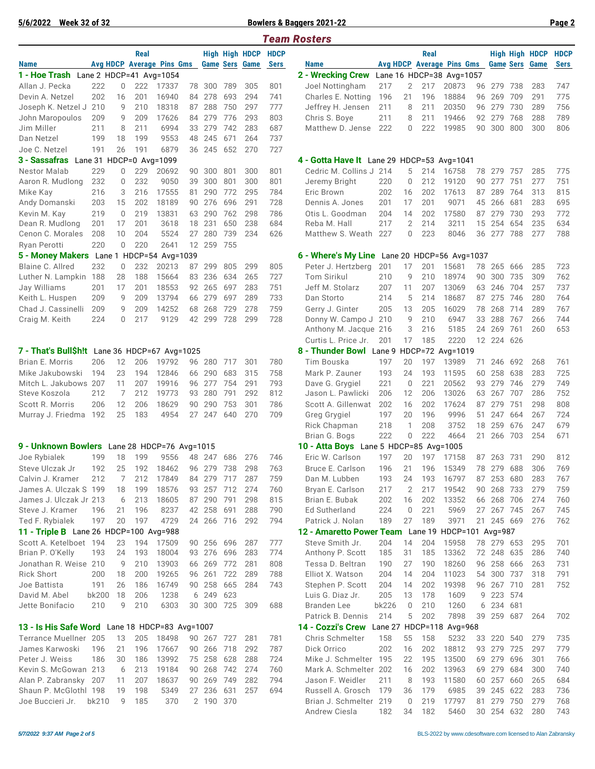## Team Rosters

| Name | Avg | HDCP | Real Average | Pins | Gms | High Game | High Sers | HDCP Game | HDCP Sers |
|---|---|---|---|---|---|---|---|---|---|
| **1 - Hoe Trash** Lane 2 HDCP=41 Avg=1054 | | | | | | | | | |
| Allan J. Pecka | 222 | 0 | 222 | 17337 | 78 | 300 | 789 | 305 | 801 |
| Devin A. Netzel | 202 | 16 | 201 | 16940 | 84 | 278 | 693 | 294 | 741 |
| Joseph K. Netzel J | 210 | 9 | 210 | 18318 | 87 | 288 | 750 | 297 | 777 |
| John Maropoulos | 209 | 9 | 209 | 17626 | 84 | 279 | 776 | 293 | 803 |
| Jim Miller | 211 | 8 | 211 | 6994 | 33 | 279 | 742 | 283 | 687 |
| Dan Netzel | 199 | 18 | 199 | 9553 | 48 | 245 | 671 | 264 | 737 |
| Joe C. Netzel | 191 | 26 | 191 | 6879 | 36 | 245 | 652 | 270 | 727 |
| **2 - Wrecking Crew** Lane 16 HDCP=38 Avg=1057 | | | | | | | | | |
| Joel Nottingham | 217 | 2 | 217 | 20873 | 96 | 279 | 738 | 283 | 747 |
| Charles E. Notting | 196 | 21 | 196 | 18884 | 96 | 269 | 709 | 291 | 775 |
| Jeffrey H. Jensen | 211 | 8 | 211 | 20350 | 96 | 279 | 730 | 289 | 756 |
| Chris S. Boye | 211 | 8 | 211 | 19466 | 92 | 279 | 768 | 288 | 789 |
| Matthew D. Jense | 222 | 0 | 222 | 19985 | 90 | 300 | 800 | 300 | 806 |
| **3 - Sassafras** Lane 31 HDCP=0 Avg=1099 | | | | | | | | | |
| Nestor Malab | 229 | 0 | 229 | 20692 | 90 | 300 | 801 | 300 | 801 |
| Aaron R. Mudlong | 232 | 0 | 232 | 9050 | 39 | 300 | 801 | 300 | 801 |
| Mike Kay | 216 | 3 | 216 | 17555 | 81 | 290 | 772 | 295 | 784 |
| Andy Domanski | 203 | 15 | 202 | 18189 | 90 | 276 | 696 | 291 | 728 |
| Kevin M. Kay | 219 | 0 | 219 | 13831 | 63 | 290 | 762 | 298 | 786 |
| Dean R. Mudlong | 201 | 17 | 201 | 3618 | 18 | 231 | 650 | 238 | 684 |
| Cenon C. Morales | 208 | 10 | 204 | 5524 | 27 | 280 | 739 | 234 | 626 |
| Ryan Perotti | 220 | 0 | 220 | 2641 | 12 | 259 | 755 | | |
| **4 - Gotta Have It** Lane 29 HDCP=53 Avg=1041 | | | | | | | | | |
| Cedric M. Collins J | 214 | 5 | 214 | 16758 | 78 | 279 | 757 | 285 | 775 |
| Jeremy Bright | 220 | 0 | 212 | 19120 | 90 | 277 | 751 | 277 | 751 |
| Eric Brown | 202 | 16 | 202 | 17613 | 87 | 289 | 764 | 313 | 815 |
| Dennis A. Jones | 201 | 17 | 201 | 9071 | 45 | 263 | 681 | 283 | 695 |
| Otis L. Goodman | 204 | 14 | 202 | 17580 | 87 | 279 | 730 | 293 | 772 |
| Reba M. Hall | 217 | 2 | 214 | 3211 | 15 | 254 | 654 | 235 | 634 |
| Matthew S. Weath | 227 | 0 | 223 | 8046 | 36 | 277 | 788 | 277 | 788 |
| **5 - Money Makers** Lane 1 HDCP=54 Avg=1039 | | | | | | | | | |
| Blaine C. Allred | 232 | 0 | 232 | 20213 | 87 | 299 | 805 | 299 | 805 |
| Luther N. Lampkin | 188 | 28 | 188 | 15664 | 83 | 236 | 634 | 265 | 727 |
| Jay Williams | 201 | 17 | 201 | 18553 | 92 | 265 | 697 | 283 | 751 |
| Keith L. Huspen | 209 | 9 | 209 | 13794 | 66 | 279 | 697 | 289 | 733 |
| Chad J. Cassinelli | 209 | 9 | 209 | 14252 | 68 | 268 | 729 | 278 | 759 |
| Craig M. Keith | 224 | 0 | 217 | 9129 | 42 | 299 | 728 | 299 | 728 |
| **6 - Where's My Line** Lane 20 HDCP=56 Avg=1037 | | | | | | | | | |
| Peter J. Hertzberg | 201 | 17 | 201 | 15681 | 78 | 265 | 666 | 285 | 723 |
| Tom Sirikul | 210 | 9 | 210 | 18974 | 90 | 300 | 735 | 309 | 762 |
| Jeff M. Stolarz | 207 | 11 | 207 | 13069 | 63 | 246 | 704 | 257 | 737 |
| Dan Storto | 214 | 5 | 214 | 18687 | 87 | 275 | 746 | 280 | 764 |
| Gerry J. Ginter | 205 | 13 | 205 | 16029 | 78 | 268 | 714 | 289 | 767 |
| Donny W. Campo J | 210 | 9 | 210 | 6947 | 33 | 288 | 767 | 266 | 744 |
| Anthony M. Jacque | 216 | 3 | 216 | 5185 | 24 | 269 | 761 | 260 | 653 |
| Curtis L. Price Jr. | 201 | 17 | 185 | 2220 | 12 | 224 | 626 | | |
| **7 - That's Bull$h!t** Lane 36 HDCP=67 Avg=1025 | | | | | | | | | |
| Brian E. Morris | 206 | 12 | 206 | 19792 | 96 | 280 | 717 | 301 | 780 |
| Mike Jakubowski | 194 | 23 | 194 | 12846 | 66 | 290 | 683 | 315 | 758 |
| Mitch L. Jakubows | 207 | 11 | 207 | 19916 | 96 | 277 | 754 | 291 | 793 |
| Steve Koszola | 212 | 7 | 212 | 19773 | 93 | 280 | 791 | 292 | 812 |
| Scott R. Morris | 206 | 12 | 206 | 18629 | 90 | 290 | 753 | 301 | 786 |
| Murray J. Friedma | 192 | 25 | 183 | 4954 | 27 | 247 | 640 | 270 | 709 |
| **8 - Thunder Bowl** Lane 9 HDCP=72 Avg=1019 | | | | | | | | | |
| Tim Bouska | 197 | 20 | 197 | 13989 | 71 | 246 | 692 | 268 | 761 |
| Mark P. Zauner | 193 | 24 | 193 | 11595 | 60 | 258 | 638 | 283 | 725 |
| Dave G. Grygiel | 221 | 0 | 221 | 20562 | 93 | 279 | 746 | 279 | 749 |
| Jason L. Pawlicki | 206 | 12 | 206 | 13026 | 63 | 267 | 707 | 286 | 752 |
| Scott A. Gillenwat | 202 | 16 | 202 | 17624 | 87 | 279 | 751 | 298 | 808 |
| Greg Grygiel | 197 | 20 | 196 | 9996 | 51 | 247 | 664 | 267 | 724 |
| Rick Chapman | 218 | 1 | 208 | 3752 | 18 | 259 | 676 | 247 | 679 |
| Brian G. Bogs | 222 | 0 | 222 | 4664 | 21 | 266 | 703 | 254 | 671 |
| **9 - Unknown Bowlers** Lane 28 HDCP=76 Avg=1015 | | | | | | | | | |
| Joe Rybialek | 199 | 18 | 199 | 9556 | 48 | 247 | 686 | 276 | 746 |
| Steve Ulczak Jr | 192 | 25 | 192 | 18462 | 96 | 279 | 738 | 298 | 763 |
| Calvin J. Kramer | 212 | 7 | 212 | 17849 | 84 | 279 | 717 | 287 | 759 |
| James A. Ulczak S | 199 | 18 | 199 | 18576 | 93 | 257 | 712 | 274 | 760 |
| James J. Ulczak Jr | 213 | 6 | 213 | 18605 | 87 | 290 | 791 | 298 | 815 |
| Steve J. Kramer | 196 | 21 | 196 | 8237 | 42 | 258 | 691 | 288 | 790 |
| Ted F. Rybialek | 197 | 20 | 197 | 4729 | 24 | 266 | 716 | 292 | 794 |
| **10 - Atta Boys** Lane 5 HDCP=85 Avg=1005 | | | | | | | | | |
| Eric W. Carlson | 197 | 20 | 197 | 17158 | 87 | 263 | 731 | 290 | 812 |
| Bruce E. Carlson | 196 | 21 | 196 | 15349 | 78 | 279 | 688 | 306 | 769 |
| Dan M. Lubben | 193 | 24 | 193 | 16797 | 87 | 253 | 680 | 283 | 767 |
| Bryan E. Carlson | 217 | 2 | 217 | 19542 | 90 | 268 | 733 | 279 | 759 |
| Brian E. Bubak | 202 | 16 | 202 | 13352 | 66 | 268 | 706 | 274 | 760 |
| Ed Sutherland | 224 | 0 | 221 | 5969 | 27 | 267 | 745 | 267 | 745 |
| Patrick J. Nolan | 189 | 27 | 189 | 3971 | 21 | 245 | 669 | 276 | 762 |
| **11 - Triple B** Lane 26 HDCP=100 Avg=988 | | | | | | | | | |
| Scott A. Ketelboet | 194 | 23 | 194 | 17509 | 90 | 256 | 696 | 287 | 777 |
| Brian P. O'Kelly | 193 | 24 | 193 | 18004 | 93 | 276 | 696 | 283 | 774 |
| Jonathan R. Weise | 210 | 9 | 210 | 13903 | 66 | 269 | 772 | 281 | 808 |
| Rick Short | 200 | 18 | 200 | 19265 | 96 | 261 | 722 | 289 | 788 |
| Joe Battista | 191 | 26 | 186 | 16749 | 90 | 258 | 665 | 284 | 743 |
| David M. Abel | bk200 | 18 | 206 | 1238 | 6 | 249 | 623 | | |
| Jette Bonifacio | 210 | 9 | 210 | 6303 | 30 | 300 | 725 | 309 | 688 |
| **12 - Amaretto Power Team** Lane 19 HDCP=101 Avg=987 | | | | | | | | | |
| Steve Smith Jr. | 204 | 14 | 204 | 15958 | 78 | 279 | 653 | 295 | 701 |
| Anthony P. Scott | 185 | 31 | 185 | 13362 | 72 | 248 | 635 | 286 | 740 |
| Tessa D. Beltran | 190 | 27 | 190 | 18260 | 96 | 258 | 666 | 263 | 731 |
| Elliot X. Watson | 204 | 14 | 204 | 11023 | 54 | 300 | 737 | 318 | 791 |
| Stephen P. Scott | 204 | 14 | 202 | 19398 | 96 | 267 | 710 | 281 | 752 |
| Luis G. Diaz Jr. | 205 | 13 | 178 | 1609 | 9 | 223 | 574 | | |
| Branden Lee | bk226 | 0 | 210 | 1260 | 6 | 234 | 681 | | |
| Patrick B. Dennis | 214 | 5 | 202 | 7898 | 39 | 259 | 687 | 264 | 702 |
| **13 - Is His Safe Word** Lane 18 HDCP=83 Avg=1007 | | | | | | | | | |
| Terrance Muellner | 205 | 13 | 205 | 18498 | 90 | 267 | 727 | 281 | 781 |
| James Karwoski | 196 | 21 | 196 | 17667 | 90 | 266 | 718 | 292 | 787 |
| Peter J. Weiss | 186 | 30 | 186 | 13992 | 75 | 258 | 628 | 288 | 724 |
| Kevin S. McGowan | 213 | 6 | 213 | 19184 | 90 | 268 | 742 | 274 | 760 |
| Alan P. Zabransky | 207 | 11 | 207 | 18637 | 90 | 269 | 749 | 282 | 794 |
| Shaun P. McGlothl | 198 | 19 | 198 | 5349 | 27 | 236 | 631 | 257 | 694 |
| Joe Buccieri Jr. | bk210 | 9 | 185 | 370 | 2 | 190 | 370 | | |
| **14 - Cozzi's Crew** Lane 27 HDCP=118 Avg=968 | | | | | | | | | |
| Chris Schmelter | 158 | 55 | 158 | 5232 | 33 | 220 | 540 | 279 | 735 |
| Dick Orrico | 202 | 16 | 202 | 18812 | 93 | 279 | 725 | 297 | 779 |
| Mike J. Schmelter | 195 | 22 | 195 | 13500 | 69 | 279 | 696 | 301 | 766 |
| Mark A. Schmelter | 202 | 16 | 202 | 13963 | 69 | 279 | 684 | 300 | 740 |
| Jason F. Weidler | 211 | 8 | 193 | 11580 | 60 | 257 | 660 | 265 | 684 |
| Russell A. Grosch | 179 | 36 | 179 | 6985 | 39 | 245 | 622 | 283 | 736 |
| Brian J. Schmelter | 219 | 0 | 219 | 17797 | 81 | 279 | 750 | 279 | 768 |
| Andrew Ciesla | 182 | 34 | 182 | 5460 | 30 | 254 | 632 | 280 | 743 |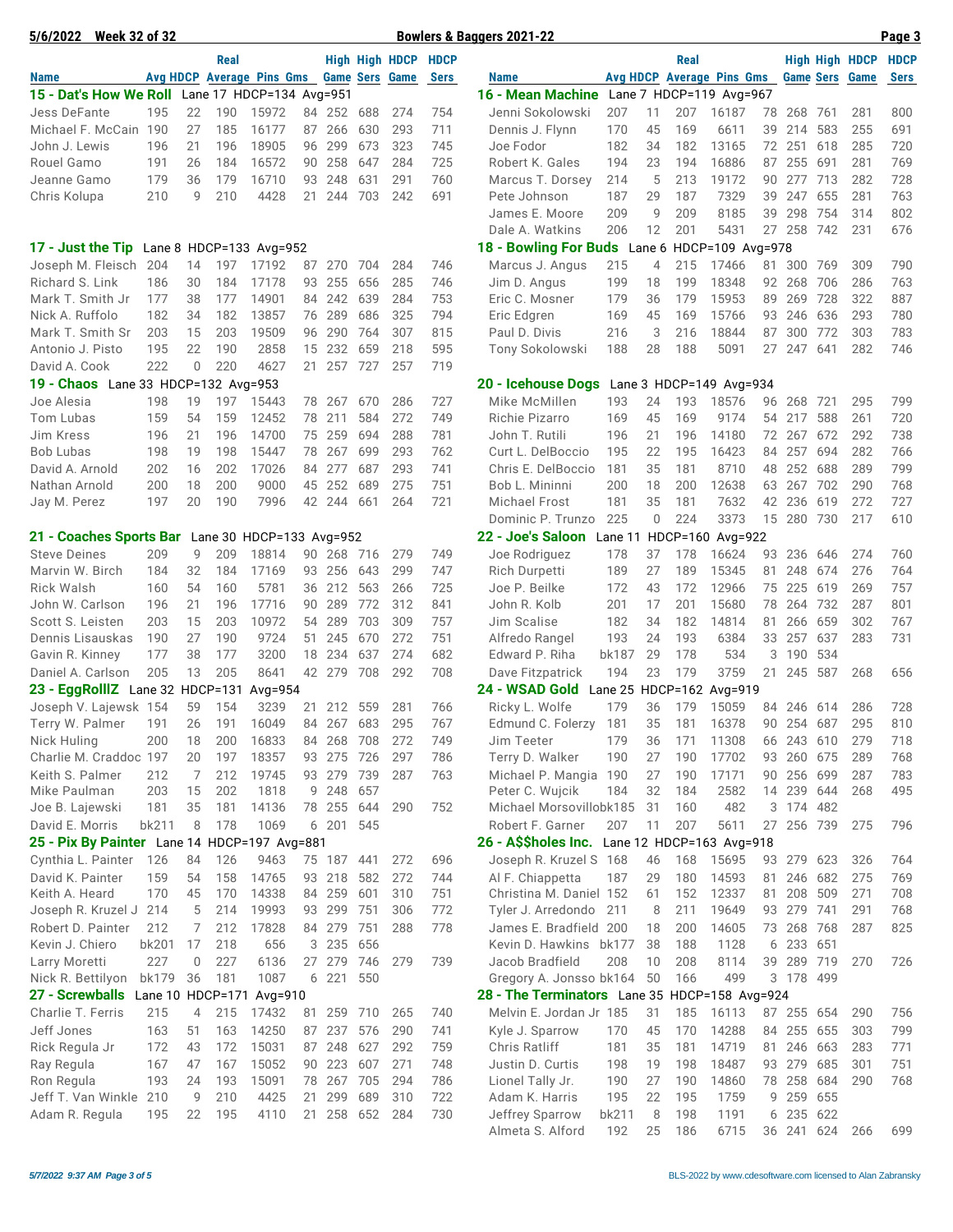## 15 - Dat's How We Roll  Lane 17 HDCP=134 Avg=951

| Name | Avg | HDCP | Real Average | Pins | Gms | High Game | High Sers | HDCP Game | HDCP Sers |
|---|---|---|---|---|---|---|---|---|---|
| Jess DeFante | 195 | 22 | 190 | 15972 | 84 | 252 | 688 | 274 | 754 |
| Michael F. McCain | 190 | 27 | 185 | 16177 | 87 | 266 | 630 | 293 | 711 |
| John J. Lewis | 196 | 21 | 196 | 18905 | 96 | 299 | 673 | 323 | 745 |
| Rouel Gamo | 191 | 26 | 184 | 16572 | 90 | 258 | 647 | 284 | 725 |
| Jeanne Gamo | 179 | 36 | 179 | 16710 | 93 | 248 | 631 | 291 | 760 |
| Chris Kolupa | 210 | 9 | 210 | 4428 | 21 | 244 | 703 | 242 | 691 |

## 16 - Mean Machine  Lane 7 HDCP=119 Avg=967

| Name | Avg | HDCP | Real Average | Pins | Gms | High Game | High Sers | HDCP Game | HDCP Sers |
|---|---|---|---|---|---|---|---|---|---|
| Jenni Sokolowski | 207 | 11 | 207 | 16187 | 78 | 268 | 761 | 281 | 800 |
| Dennis J. Flynn | 170 | 45 | 169 | 6611 | 39 | 214 | 583 | 255 | 691 |
| Joe Fodor | 182 | 34 | 182 | 13165 | 72 | 251 | 618 | 285 | 720 |
| Robert K. Gales | 194 | 23 | 194 | 16886 | 87 | 255 | 691 | 281 | 769 |
| Marcus T. Dorsey | 214 | 5 | 213 | 19172 | 90 | 277 | 713 | 282 | 728 |
| Pete Johnson | 187 | 29 | 187 | 7329 | 39 | 247 | 655 | 281 | 763 |
| James E. Moore | 209 | 9 | 209 | 8185 | 39 | 298 | 754 | 314 | 802 |
| Dale A. Watkins | 206 | 12 | 201 | 5431 | 27 | 258 | 742 | 231 | 676 |

## 17 - Just the Tip  Lane 8 HDCP=133 Avg=952

| Name | Avg | HDCP | Real Average | Pins | Gms | High Game | High Sers | HDCP Game | HDCP Sers |
|---|---|---|---|---|---|---|---|---|---|
| Joseph M. Fleisch | 204 | 14 | 197 | 17192 | 87 | 270 | 704 | 284 | 746 |
| Richard S. Link | 186 | 30 | 184 | 17178 | 93 | 255 | 656 | 285 | 746 |
| Mark T. Smith Jr | 177 | 38 | 177 | 14901 | 84 | 242 | 639 | 284 | 753 |
| Nick A. Ruffolo | 182 | 34 | 182 | 13857 | 76 | 289 | 686 | 325 | 794 |
| Mark T. Smith Sr | 203 | 15 | 203 | 19509 | 96 | 290 | 764 | 307 | 815 |
| Antonio J. Pisto | 195 | 22 | 190 | 2858 | 15 | 232 | 659 | 218 | 595 |
| David A. Cook | 222 | 0 | 220 | 4627 | 21 | 257 | 727 | 257 | 719 |

## 18 - Bowling For Buds  Lane 6 HDCP=109 Avg=978

| Name | Avg | HDCP | Real Average | Pins | Gms | High Game | High Sers | HDCP Game | HDCP Sers |
|---|---|---|---|---|---|---|---|---|---|
| Marcus J. Angus | 215 | 4 | 215 | 17466 | 81 | 300 | 769 | 309 | 790 |
| Jim D. Angus | 199 | 18 | 199 | 18348 | 92 | 268 | 706 | 286 | 763 |
| Eric C. Mosner | 179 | 36 | 179 | 15953 | 89 | 269 | 728 | 322 | 887 |
| Eric Edgren | 169 | 45 | 169 | 15766 | 93 | 246 | 636 | 293 | 780 |
| Paul D. Divis | 216 | 3 | 216 | 18844 | 87 | 300 | 772 | 303 | 783 |
| Tony Sokolowski | 188 | 28 | 188 | 5091 | 27 | 247 | 641 | 282 | 746 |

## 19 - Chaos  Lane 33 HDCP=132 Avg=953

| Name | Avg | HDCP | Real Average | Pins | Gms | High Game | High Sers | HDCP Game | HDCP Sers |
|---|---|---|---|---|---|---|---|---|---|
| Joe Alesia | 198 | 19 | 197 | 15443 | 78 | 267 | 670 | 286 | 727 |
| Tom Lubas | 159 | 54 | 159 | 12452 | 78 | 211 | 584 | 272 | 749 |
| Jim Kress | 196 | 21 | 196 | 14700 | 75 | 259 | 694 | 288 | 781 |
| Bob Lubas | 198 | 19 | 198 | 15447 | 78 | 267 | 699 | 293 | 762 |
| David A. Arnold | 202 | 16 | 202 | 17026 | 84 | 277 | 687 | 293 | 741 |
| Nathan Arnold | 200 | 18 | 200 | 9000 | 45 | 252 | 689 | 275 | 751 |
| Jay M. Perez | 197 | 20 | 190 | 7996 | 42 | 244 | 661 | 264 | 721 |

## 20 - Icehouse Dogs  Lane 3 HDCP=149 Avg=934

| Name | Avg | HDCP | Real Average | Pins | Gms | High Game | High Sers | HDCP Game | HDCP Sers |
|---|---|---|---|---|---|---|---|---|---|
| Mike McMillen | 193 | 24 | 193 | 18576 | 96 | 268 | 721 | 295 | 799 |
| Richie Pizarro | 169 | 45 | 169 | 9174 | 54 | 217 | 588 | 261 | 720 |
| John T. Rutili | 196 | 21 | 196 | 14180 | 72 | 267 | 672 | 292 | 738 |
| Curt L. DelBoccio | 195 | 22 | 195 | 16423 | 84 | 257 | 694 | 282 | 766 |
| Chris E. DelBoccio | 181 | 35 | 181 | 8710 | 48 | 252 | 688 | 289 | 799 |
| Bob L. Mininni | 200 | 18 | 200 | 12638 | 63 | 267 | 702 | 290 | 768 |
| Michael Frost | 181 | 35 | 181 | 7632 | 42 | 236 | 619 | 272 | 727 |
| Dominic P. Trunzo | 225 | 0 | 224 | 3373 | 15 | 280 | 730 | 217 | 610 |

## 21 - Coaches Sports Bar  Lane 30 HDCP=133 Avg=952

| Name | Avg | HDCP | Real Average | Pins | Gms | High Game | High Sers | HDCP Game | HDCP Sers |
|---|---|---|---|---|---|---|---|---|---|
| Steve Deines | 209 | 9 | 209 | 18814 | 90 | 268 | 716 | 279 | 749 |
| Marvin W. Birch | 184 | 32 | 184 | 17169 | 93 | 256 | 643 | 299 | 747 |
| Rick Walsh | 160 | 54 | 160 | 5781 | 36 | 212 | 563 | 266 | 725 |
| John W. Carlson | 196 | 21 | 196 | 17716 | 90 | 289 | 772 | 312 | 841 |
| Scott S. Leisten | 203 | 15 | 203 | 10972 | 54 | 289 | 703 | 309 | 757 |
| Dennis Lisauskas | 190 | 27 | 190 | 9724 | 51 | 245 | 670 | 272 | 751 |
| Gavin R. Kinney | 177 | 38 | 177 | 3200 | 18 | 234 | 637 | 274 | 682 |
| Daniel A. Carlson | 205 | 13 | 205 | 8641 | 42 | 279 | 708 | 292 | 708 |

## 22 - Joe's Saloon  Lane 11 HDCP=160 Avg=922

| Name | Avg | HDCP | Real Average | Pins | Gms | High Game | High Sers | HDCP Game | HDCP Sers |
|---|---|---|---|---|---|---|---|---|---|
| Joe Rodriguez | 178 | 37 | 178 | 16624 | 93 | 236 | 646 | 274 | 760 |
| Rich Durpetti | 189 | 27 | 189 | 15345 | 81 | 248 | 674 | 276 | 764 |
| Joe P. Beilke | 172 | 43 | 172 | 12966 | 75 | 225 | 619 | 269 | 757 |
| John R. Kolb | 201 | 17 | 201 | 15680 | 78 | 264 | 732 | 287 | 801 |
| Jim Scalise | 182 | 34 | 182 | 14814 | 81 | 266 | 659 | 302 | 767 |
| Alfredo Rangel | 193 | 24 | 193 | 6384 | 33 | 257 | 637 | 283 | 731 |
| Edward P. Riha | bk187 | 29 | 178 | 534 | 3 | 190 | 534 | | |
| Dave Fitzpatrick | 194 | 23 | 179 | 3759 | 21 | 245 | 587 | 268 | 656 |

## 23 - EggRollIZ  Lane 32 HDCP=131 Avg=954

| Name | Avg | HDCP | Real Average | Pins | Gms | High Game | High Sers | HDCP Game | HDCP Sers |
|---|---|---|---|---|---|---|---|---|---|
| Joseph V. Lajewsk | 154 | 59 | 154 | 3239 | 21 | 212 | 559 | 281 | 766 |
| Terry W. Palmer | 191 | 26 | 191 | 16049 | 84 | 267 | 683 | 295 | 767 |
| Nick Huling | 200 | 18 | 200 | 16833 | 84 | 268 | 708 | 272 | 749 |
| Charlie M. Craddoc | 197 | 20 | 197 | 18357 | 93 | 275 | 726 | 297 | 786 |
| Keith S. Palmer | 212 | 7 | 212 | 19745 | 93 | 279 | 739 | 287 | 763 |
| Mike Paulman | 203 | 15 | 202 | 1818 | 9 | 248 | 657 | | |
| Joe B. Lajewski | 181 | 35 | 181 | 14136 | 78 | 255 | 644 | 290 | 752 |
| David E. Morris | bk211 | 8 | 178 | 1069 | 6 | 201 | 545 | | |

## 24 - WSAD Gold  Lane 25 HDCP=162 Avg=919

| Name | Avg | HDCP | Real Average | Pins | Gms | High Game | High Sers | HDCP Game | HDCP Sers |
|---|---|---|---|---|---|---|---|---|---|
| Ricky L. Wolfe | 179 | 36 | 179 | 15059 | 84 | 246 | 614 | 286 | 728 |
| Edmund C. Folerzy | 181 | 35 | 181 | 16378 | 90 | 254 | 687 | 295 | 810 |
| Jim Teeter | 179 | 36 | 171 | 11308 | 66 | 243 | 610 | 279 | 718 |
| Terry D. Walker | 190 | 27 | 190 | 17702 | 93 | 260 | 675 | 289 | 768 |
| Michael P. Mangia | 190 | 27 | 190 | 17171 | 90 | 256 | 699 | 287 | 783 |
| Peter C. Wujcik | 184 | 32 | 184 | 2582 | 14 | 239 | 644 | 268 | 495 |
| Michael Morsovillo | bk185 | 31 | 160 | 482 | 3 | 174 | 482 | | |
| Robert F. Garner | 207 | 11 | 207 | 5611 | 27 | 256 | 739 | 275 | 796 |

## 25 - Pix By Painter  Lane 14 HDCP=197 Avg=881

| Name | Avg | HDCP | Real Average | Pins | Gms | High Game | High Sers | HDCP Game | HDCP Sers |
|---|---|---|---|---|---|---|---|---|---|
| Cynthia L. Painter | 126 | 84 | 126 | 9463 | 75 | 187 | 441 | 272 | 696 |
| David K. Painter | 159 | 54 | 158 | 14765 | 93 | 218 | 582 | 272 | 744 |
| Keith A. Heard | 170 | 45 | 170 | 14338 | 84 | 259 | 601 | 310 | 751 |
| Joseph R. Kruzel J | 214 | 5 | 214 | 19993 | 93 | 299 | 751 | 306 | 772 |
| Robert D. Painter | 212 | 7 | 212 | 17828 | 84 | 279 | 751 | 288 | 778 |
| Kevin J. Chiero | bk201 | 17 | 218 | 656 | 3 | 235 | 656 | | |
| Larry Moretti | 227 | 0 | 227 | 6136 | 27 | 279 | 746 | 279 | 739 |
| Nick R. Bettilyon | bk179 | 36 | 181 | 1087 | 6 | 221 | 550 | | |

## 26 - A$$holes Inc.  Lane 12 HDCP=163 Avg=918

| Name | Avg | HDCP | Real Average | Pins | Gms | High Game | High Sers | HDCP Game | HDCP Sers |
|---|---|---|---|---|---|---|---|---|---|
| Joseph R. Kruzel S | 168 | 46 | 168 | 15695 | 93 | 279 | 623 | 326 | 764 |
| Al F. Chiappetta | 187 | 29 | 180 | 14593 | 81 | 246 | 682 | 275 | 769 |
| Christina M. Daniel | 152 | 61 | 152 | 12337 | 81 | 208 | 509 | 271 | 708 |
| Tyler J. Arredondo | 211 | 8 | 211 | 19649 | 93 | 279 | 741 | 291 | 768 |
| James E. Bradfield | 200 | 18 | 200 | 14605 | 73 | 268 | 768 | 287 | 825 |
| Kevin D. Hawkins | bk177 | 38 | 188 | 1128 | 6 | 233 | 651 | | |
| Jacob Bradfield | 208 | 10 | 208 | 8114 | 39 | 289 | 719 | 270 | 726 |
| Gregory A. Jonsso | bk164 | 50 | 166 | 499 | 3 | 178 | 499 | | |

## 27 - Screwballs  Lane 10 HDCP=171 Avg=910

| Name | Avg | HDCP | Real Average | Pins | Gms | High Game | High Sers | HDCP Game | HDCP Sers |
|---|---|---|---|---|---|---|---|---|---|
| Charlie T. Ferris | 215 | 4 | 215 | 17432 | 81 | 259 | 710 | 265 | 740 |
| Jeff Jones | 163 | 51 | 163 | 14250 | 87 | 237 | 576 | 290 | 741 |
| Rick Regula Jr | 172 | 43 | 172 | 15031 | 87 | 248 | 627 | 292 | 759 |
| Ray Regula | 167 | 47 | 167 | 15052 | 90 | 223 | 607 | 271 | 748 |
| Ron Regula | 193 | 24 | 193 | 15091 | 78 | 267 | 705 | 294 | 786 |
| Jeff T. Van Winkle | 210 | 9 | 210 | 4425 | 21 | 299 | 689 | 310 | 722 |
| Adam R. Regula | 195 | 22 | 195 | 4110 | 21 | 258 | 652 | 284 | 730 |

## 28 - The Terminators  Lane 35 HDCP=158 Avg=924

| Name | Avg | HDCP | Real Average | Pins | Gms | High Game | High Sers | HDCP Game | HDCP Sers |
|---|---|---|---|---|---|---|---|---|---|
| Melvin E. Jordan Jr | 185 | 31 | 185 | 16113 | 87 | 255 | 654 | 290 | 756 |
| Kyle J. Sparrow | 170 | 45 | 170 | 14288 | 84 | 255 | 655 | 303 | 799 |
| Chris Ratliff | 181 | 35 | 181 | 14719 | 81 | 246 | 663 | 283 | 771 |
| Justin D. Curtis | 198 | 19 | 198 | 18487 | 93 | 279 | 685 | 301 | 751 |
| Lionel Tally Jr. | 190 | 27 | 190 | 14860 | 78 | 258 | 684 | 290 | 768 |
| Adam K. Harris | 195 | 22 | 195 | 1759 | 9 | 259 | 655 | | |
| Jeffrey Sparrow | bk211 | 8 | 198 | 1191 | 6 | 235 | 622 | | |
| Almeta S. Alford | 192 | 25 | 186 | 6715 | 36 | 241 | 624 | 266 | 699 |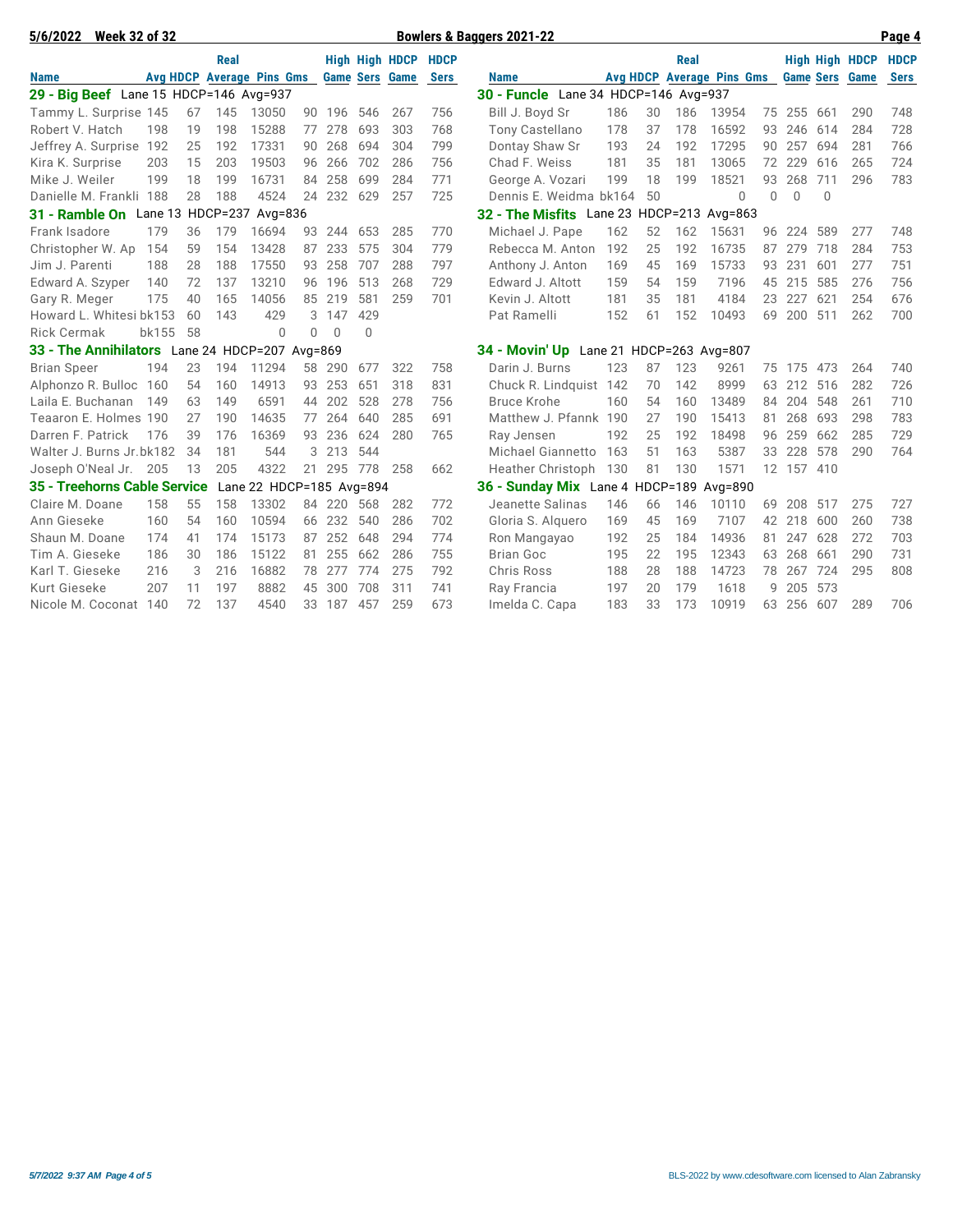**Bowlers & Baggers 2021-22** — 5/6/2022 Week 32 of 32

### 29 - Big Beef Lane 15 HDCP=146 Avg=937

| Name | Avg | HDCP | Real Average | Pins | Gms | High Game | High Sers | HDCP Game | HDCP Sers |
|---|---|---|---|---|---|---|---|---|---|
| Tammy L. Surprise | 145 | 67 | 145 | 13050 | 90 | 196 | 546 | 267 | 756 |
| Robert V. Hatch | 198 | 19 | 198 | 15288 | 77 | 278 | 693 | 303 | 768 |
| Jeffrey A. Surprise | 192 | 25 | 192 | 17331 | 90 | 268 | 694 | 304 | 799 |
| Kira K. Surprise | 203 | 15 | 203 | 19503 | 96 | 266 | 702 | 286 | 756 |
| Mike J. Weiler | 199 | 18 | 199 | 16731 | 84 | 258 | 699 | 284 | 771 |
| Danielle M. Frankli | 188 | 28 | 188 | 4524 | 24 | 232 | 629 | 257 | 725 |

### 30 - Funcle Lane 34 HDCP=146 Avg=937

| Name | Avg | HDCP | Real Average | Pins | Gms | High Game | High Sers | HDCP Game | HDCP Sers |
|---|---|---|---|---|---|---|---|---|---|
| Bill J. Boyd Sr | 186 | 30 | 186 | 13954 | 75 | 255 | 661 | 290 | 748 |
| Tony Castellano | 178 | 37 | 178 | 16592 | 93 | 246 | 614 | 284 | 728 |
| Dontay Shaw Sr | 193 | 24 | 192 | 17295 | 90 | 257 | 694 | 281 | 766 |
| Chad F. Weiss | 181 | 35 | 181 | 13065 | 72 | 229 | 616 | 265 | 724 |
| George A. Vozari | 199 | 18 | 199 | 18521 | 93 | 268 | 711 | 296 | 783 |
| Dennis E. Weidma | bk164 | 50 | | 0 | 0 | 0 | 0 | | |

### 31 - Ramble On Lane 13 HDCP=237 Avg=836

| Name | Avg | HDCP | Real Average | Pins | Gms | High Game | High Sers | HDCP Game | HDCP Sers |
|---|---|---|---|---|---|---|---|---|---|
| Frank Isadore | 179 | 36 | 179 | 16694 | 93 | 244 | 653 | 285 | 770 |
| Christopher W. Ap | 154 | 59 | 154 | 13428 | 87 | 233 | 575 | 304 | 779 |
| Jim J. Parenti | 188 | 28 | 188 | 17550 | 93 | 258 | 707 | 288 | 797 |
| Edward A. Szyper | 140 | 72 | 137 | 13210 | 96 | 196 | 513 | 268 | 729 |
| Gary R. Meger | 175 | 40 | 165 | 14056 | 85 | 219 | 581 | 259 | 701 |
| Howard L. Whitesi | bk153 | 60 | 143 | 429 | 3 | 147 | 429 | | |
| Rick Cermak | bk155 | 58 | | 0 | 0 | 0 | 0 | | |

### 32 - The Misfits Lane 23 HDCP=213 Avg=863

| Name | Avg | HDCP | Real Average | Pins | Gms | High Game | High Sers | HDCP Game | HDCP Sers |
|---|---|---|---|---|---|---|---|---|---|
| Michael J. Pape | 162 | 52 | 162 | 15631 | 96 | 224 | 589 | 277 | 748 |
| Rebecca M. Anton | 192 | 25 | 192 | 16735 | 87 | 279 | 718 | 284 | 753 |
| Anthony J. Anton | 169 | 45 | 169 | 15733 | 93 | 231 | 601 | 277 | 751 |
| Edward J. Altott | 159 | 54 | 159 | 7196 | 45 | 215 | 585 | 276 | 756 |
| Kevin J. Altott | 181 | 35 | 181 | 4184 | 23 | 227 | 621 | 254 | 676 |
| Pat Ramelli | 152 | 61 | 152 | 10493 | 69 | 200 | 511 | 262 | 700 |

### 33 - The Annihilators Lane 24 HDCP=207 Avg=869

| Name | Avg | HDCP | Real Average | Pins | Gms | High Game | High Sers | HDCP Game | HDCP Sers |
|---|---|---|---|---|---|---|---|---|---|
| Brian Speer | 194 | 23 | 194 | 11294 | 58 | 290 | 677 | 322 | 758 |
| Alphonzo R. Bulloc | 160 | 54 | 160 | 14913 | 93 | 253 | 651 | 318 | 831 |
| Laila E. Buchanan | 149 | 63 | 149 | 6591 | 44 | 202 | 528 | 278 | 756 |
| Teaaron E. Holmes | 190 | 27 | 190 | 14635 | 77 | 264 | 640 | 285 | 691 |
| Darren F. Patrick | 176 | 39 | 176 | 16369 | 93 | 236 | 624 | 280 | 765 |
| Walter J. Burns Jr. | bk182 | 34 | 181 | 544 | 3 | 213 | 544 | | |
| Joseph O'Neal Jr. | 205 | 13 | 205 | 4322 | 21 | 295 | 778 | 258 | 662 |

### 34 - Movin' Up Lane 21 HDCP=263 Avg=807

| Name | Avg | HDCP | Real Average | Pins | Gms | High Game | High Sers | HDCP Game | HDCP Sers |
|---|---|---|---|---|---|---|---|---|---|
| Darin J. Burns | 123 | 87 | 123 | 9261 | 75 | 175 | 473 | 264 | 740 |
| Chuck R. Lindquist | 142 | 70 | 142 | 8999 | 63 | 212 | 516 | 282 | 726 |
| Bruce Krohe | 160 | 54 | 160 | 13489 | 84 | 204 | 548 | 261 | 710 |
| Matthew J. Pfannk | 190 | 27 | 190 | 15413 | 81 | 268 | 693 | 298 | 783 |
| Ray Jensen | 192 | 25 | 192 | 18498 | 96 | 259 | 662 | 285 | 729 |
| Michael Giannetto | 163 | 51 | 163 | 5387 | 33 | 228 | 578 | 290 | 764 |
| Heather Christoph | 130 | 81 | 130 | 1571 | 12 | 157 | 410 | | |

### 35 - Treehorns Cable Service Lane 22 HDCP=185 Avg=894

| Name | Avg | HDCP | Real Average | Pins | Gms | High Game | High Sers | HDCP Game | HDCP Sers |
|---|---|---|---|---|---|---|---|---|---|
| Claire M. Doane | 158 | 55 | 158 | 13302 | 84 | 220 | 568 | 282 | 772 |
| Ann Gieseke | 160 | 54 | 160 | 10594 | 66 | 232 | 540 | 286 | 702 |
| Shaun M. Doane | 174 | 41 | 174 | 15173 | 87 | 252 | 648 | 294 | 774 |
| Tim A. Gieseke | 186 | 30 | 186 | 15122 | 81 | 255 | 662 | 286 | 755 |
| Karl T. Gieseke | 216 | 3 | 216 | 16882 | 78 | 277 | 774 | 275 | 792 |
| Kurt Gieseke | 207 | 11 | 197 | 8882 | 45 | 300 | 708 | 311 | 741 |
| Nicole M. Coconat | 140 | 72 | 137 | 4540 | 33 | 187 | 457 | 259 | 673 |

### 36 - Sunday Mix Lane 4 HDCP=189 Avg=890

| Name | Avg | HDCP | Real Average | Pins | Gms | High Game | High Sers | HDCP Game | HDCP Sers |
|---|---|---|---|---|---|---|---|---|---|
| Jeanette Salinas | 146 | 66 | 146 | 10110 | 69 | 208 | 517 | 275 | 727 |
| Gloria S. Alquero | 169 | 45 | 169 | 7107 | 42 | 218 | 600 | 260 | 738 |
| Ron Mangayao | 192 | 25 | 184 | 14936 | 81 | 247 | 628 | 272 | 703 |
| Brian Goc | 195 | 22 | 195 | 12343 | 63 | 268 | 661 | 290 | 731 |
| Chris Ross | 188 | 28 | 188 | 14723 | 78 | 267 | 724 | 295 | 808 |
| Ray Francia | 197 | 20 | 179 | 1618 | 9 | 205 | 573 | | |
| Imelda C. Capa | 183 | 33 | 173 | 10919 | 63 | 256 | 607 | 289 | 706 |

BLS-2022 by www.cdesoftware.com licensed to Alan Zabransky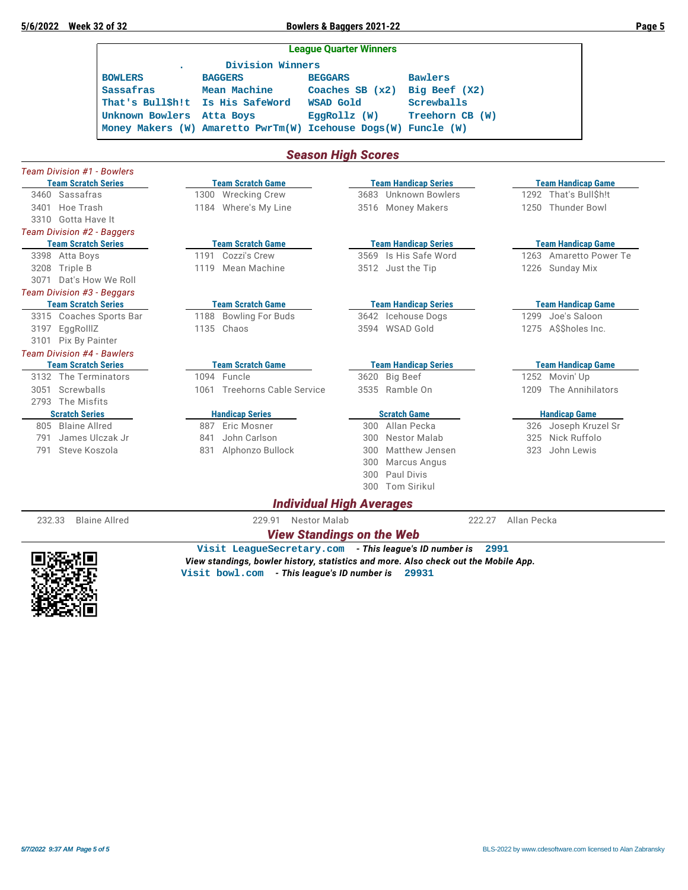## League Quarter Winners

### Division Winners

| BOWLERS | BAGGERS | BEGGARS | Bawlers |
|---|---|---|---|
| Sassafras | Mean Machine | Coaches SB (x2) | Big Beef (X2) |
| That's Bull$h!t | Is His SafeWord | WSAD Gold | Screwballs |
| Unknown Bowlers | Atta Boys | EggRollz (W) | Treehorn CB (W) |
| Money Makers (W) | Amaretto PwrTm(W) | Icehouse Dogs(W) | Funcle (W) |

## Season High Scores

*Team Division #1 - Bowlers*

| Team Scratch Series | Team Scratch Game | Team Handicap Series | Team Handicap Game |
|---|---|---|---|
| 3460 Sassafras | 1300 Wrecking Crew | 3683 Unknown Bowlers | 1292 That's Bull$h!t |
| 3401 Hoe Trash | 1184 Where's My Line | 3516 Money Makers | 1250 Thunder Bowl |
| 3310 Gotta Have It | | | |

*Team Division #2 - Baggers*

| Team Scratch Series | Team Scratch Game | Team Handicap Series | Team Handicap Game |
|---|---|---|---|
| 3398 Atta Boys | 1191 Cozzi's Crew | 3569 Is His Safe Word | 1263 Amaretto Power Te |
| 3208 Triple B | 1119 Mean Machine | 3512 Just the Tip | 1226 Sunday Mix |
| 3071 Dat's How We Roll | | | |

*Team Division #3 - Beggars*

| Team Scratch Series | Team Scratch Game | Team Handicap Series | Team Handicap Game |
|---|---|---|---|
| 3315 Coaches Sports Bar | 1188 Bowling For Buds | 3642 Icehouse Dogs | 1299 Joe's Saloon |
| 3197 EggRollZ | 1135 Chaos | 3594 WSAD Gold | 1275 A$$holes Inc. |
| 3101 Pix By Painter | | | |

*Team Division #4 - Bawlers*

| Team Scratch Series | Team Scratch Game | Team Handicap Series | Team Handicap Game |
|---|---|---|---|
| 3132 The Terminators | 1094 Funcle | 3620 Big Beef | 1252 Movin' Up |
| 3051 Screwballs | 1061 Treehorns Cable Service | 3535 Ramble On | 1209 The Annihilators |
| 2793 The Misfits | | | |

| Scratch Series | Handicap Series | Scratch Game | Handicap Game |
|---|---|---|---|
| 805 Blaine Allred | 887 Eric Mosner | 300 Allan Pecka | 326 Joseph Kruzel Sr |
| 791 James Ulczak Jr | 841 John Carlson | 300 Nestor Malab | 325 Nick Ruffolo |
| 791 Steve Koszola | 831 Alphonzo Bullock | 300 Matthew Jensen | 323 John Lewis |
| | | 300 Marcus Angus | |
| | | 300 Paul Divis | |
| | | 300 Tom Sirikul | |

## Individual High Averages

| | | |
|---|---|---|
| 232.33 Blaine Allred | 229.91 Nestor Malab | 222.27 Allan Pecka |

## View Standings on the Web

Visit LeagueSecretary.com - *This league's ID number is* 2991

*View standings, bowler history, statistics and more. Also check out the Mobile App.*

Visit bowl.com - *This league's ID number is* 29931